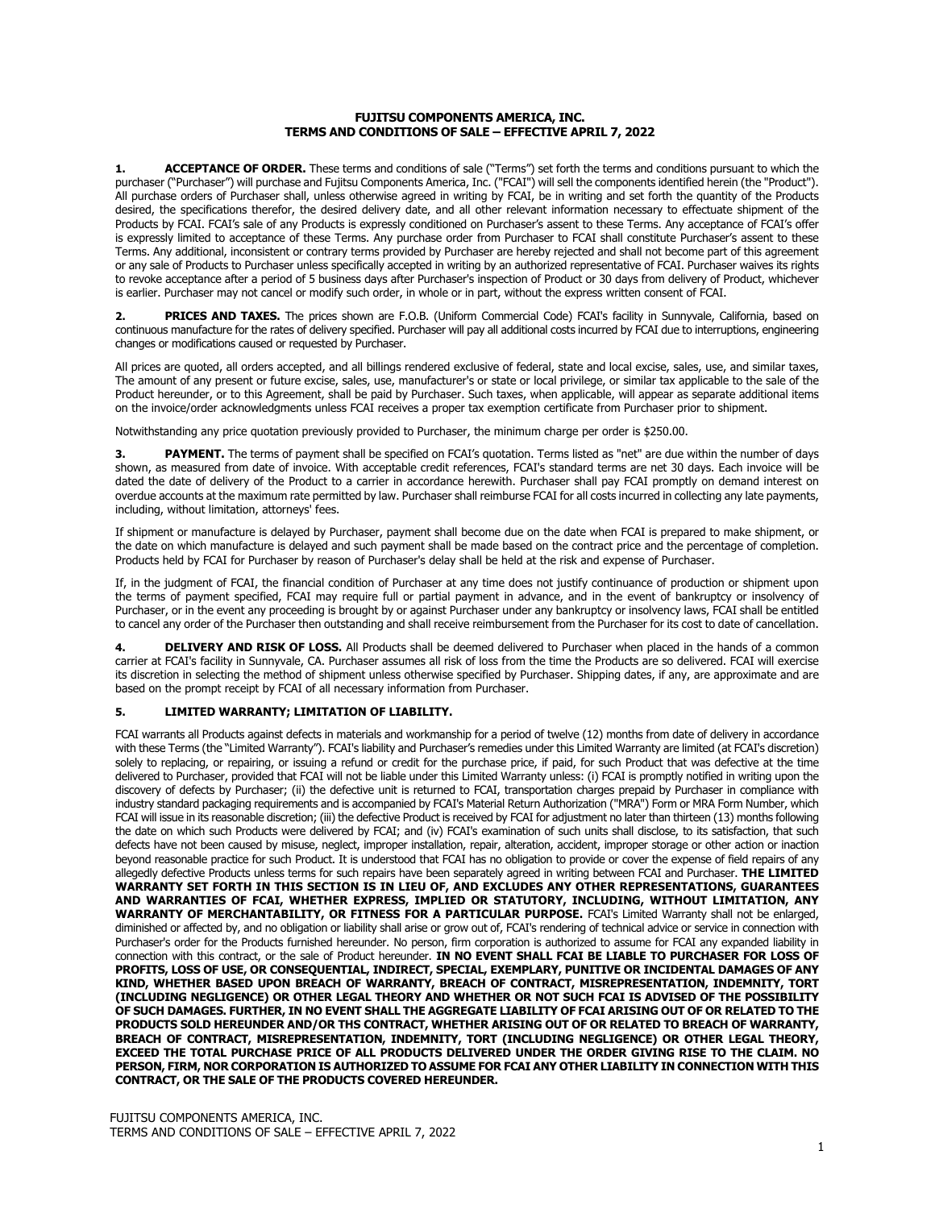**FUJITSU COMPONENTS AMERICA, INC.**
**TERMS AND CONDITIONS OF SALE – EFFECTIVE APRIL 7, 2022**

**1. ACCEPTANCE OF ORDER.** These terms and conditions of sale ("Terms") set forth the terms and conditions pursuant to which the purchaser ("Purchaser") will purchase and Fujitsu Components America, Inc. ("FCAI") will sell the components identified herein (the "Product"). All purchase orders of Purchaser shall, unless otherwise agreed in writing by FCAI, be in writing and set forth the quantity of the Products desired, the specifications therefor, the desired delivery date, and all other relevant information necessary to effectuate shipment of the Products by FCAI. FCAI's sale of any Products is expressly conditioned on Purchaser's assent to these Terms. Any acceptance of FCAI's offer is expressly limited to acceptance of these Terms. Any purchase order from Purchaser to FCAI shall constitute Purchaser's assent to these Terms. Any additional, inconsistent or contrary terms provided by Purchaser are hereby rejected and shall not become part of this agreement or any sale of Products to Purchaser unless specifically accepted in writing by an authorized representative of FCAI. Purchaser waives its rights to revoke acceptance after a period of 5 business days after Purchaser's inspection of Product or 30 days from delivery of Product, whichever is earlier. Purchaser may not cancel or modify such order, in whole or in part, without the express written consent of FCAI.

**2. PRICES AND TAXES.** The prices shown are F.O.B. (Uniform Commercial Code) FCAI's facility in Sunnyvale, California, based on continuous manufacture for the rates of delivery specified. Purchaser will pay all additional costs incurred by FCAI due to interruptions, engineering changes or modifications caused or requested by Purchaser.

All prices are quoted, all orders accepted, and all billings rendered exclusive of federal, state and local excise, sales, use, and similar taxes, The amount of any present or future excise, sales, use, manufacturer's or state or local privilege, or similar tax applicable to the sale of the Product hereunder, or to this Agreement, shall be paid by Purchaser. Such taxes, when applicable, will appear as separate additional items on the invoice/order acknowledgments unless FCAI receives a proper tax exemption certificate from Purchaser prior to shipment.

Notwithstanding any price quotation previously provided to Purchaser, the minimum charge per order is $250.00.

**3. PAYMENT.** The terms of payment shall be specified on FCAI's quotation. Terms listed as "net" are due within the number of days shown, as measured from date of invoice. With acceptable credit references, FCAI's standard terms are net 30 days. Each invoice will be dated the date of delivery of the Product to a carrier in accordance herewith. Purchaser shall pay FCAI promptly on demand interest on overdue accounts at the maximum rate permitted by law. Purchaser shall reimburse FCAI for all costs incurred in collecting any late payments, including, without limitation, attorneys' fees.

If shipment or manufacture is delayed by Purchaser, payment shall become due on the date when FCAI is prepared to make shipment, or the date on which manufacture is delayed and such payment shall be made based on the contract price and the percentage of completion. Products held by FCAI for Purchaser by reason of Purchaser's delay shall be held at the risk and expense of Purchaser.

If, in the judgment of FCAI, the financial condition of Purchaser at any time does not justify continuance of production or shipment upon the terms of payment specified, FCAI may require full or partial payment in advance, and in the event of bankruptcy or insolvency of Purchaser, or in the event any proceeding is brought by or against Purchaser under any bankruptcy or insolvency laws, FCAI shall be entitled to cancel any order of the Purchaser then outstanding and shall receive reimbursement from the Purchaser for its cost to date of cancellation.

**4. DELIVERY AND RISK OF LOSS.** All Products shall be deemed delivered to Purchaser when placed in the hands of a common carrier at FCAI's facility in Sunnyvale, CA. Purchaser assumes all risk of loss from the time the Products are so delivered. FCAI will exercise its discretion in selecting the method of shipment unless otherwise specified by Purchaser. Shipping dates, if any, are approximate and are based on the prompt receipt by FCAI of all necessary information from Purchaser.

**5. LIMITED WARRANTY; LIMITATION OF LIABILITY.**

FCAI warrants all Products against defects in materials and workmanship for a period of twelve (12) months from date of delivery in accordance with these Terms (the "Limited Warranty"). FCAI's liability and Purchaser's remedies under this Limited Warranty are limited (at FCAI's discretion) solely to replacing, or repairing, or issuing a refund or credit for the purchase price, if paid, for such Product that was defective at the time delivered to Purchaser, provided that FCAI will not be liable under this Limited Warranty unless: (i) FCAI is promptly notified in writing upon the discovery of defects by Purchaser; (ii) the defective unit is returned to FCAI, transportation charges prepaid by Purchaser in compliance with industry standard packaging requirements and is accompanied by FCAI's Material Return Authorization ("MRA") Form or MRA Form Number, which FCAI will issue in its reasonable discretion; (iii) the defective Product is received by FCAI for adjustment no later than thirteen (13) months following the date on which such Products were delivered by FCAI; and (iv) FCAI's examination of such units shall disclose, to its satisfaction, that such defects have not been caused by misuse, neglect, improper installation, repair, alteration, accident, improper storage or other action or inaction beyond reasonable practice for such Product. It is understood that FCAI has no obligation to provide or cover the expense of field repairs of any allegedly defective Products unless terms for such repairs have been separately agreed in writing between FCAI and Purchaser. **THE LIMITED WARRANTY SET FORTH IN THIS SECTION IS IN LIEU OF, AND EXCLUDES ANY OTHER REPRESENTATIONS, GUARANTEES AND WARRANTIES OF FCAI, WHETHER EXPRESS, IMPLIED OR STATUTORY, INCLUDING, WITHOUT LIMITATION, ANY WARRANTY OF MERCHANTABILITY, OR FITNESS FOR A PARTICULAR PURPOSE.** FCAI's Limited Warranty shall not be enlarged, diminished or affected by, and no obligation or liability shall arise or grow out of, FCAI's rendering of technical advice or service in connection with Purchaser's order for the Products furnished hereunder. No person, firm corporation is authorized to assume for FCAI any expanded liability in connection with this contract, or the sale of Product hereunder. **IN NO EVENT SHALL FCAI BE LIABLE TO PURCHASER FOR LOSS OF PROFITS, LOSS OF USE, OR CONSEQUENTIAL, INDIRECT, SPECIAL, EXEMPLARY, PUNITIVE OR INCIDENTAL DAMAGES OF ANY KIND, WHETHER BASED UPON BREACH OF WARRANTY, BREACH OF CONTRACT, MISREPRESENTATION, INDEMNITY, TORT (INCLUDING NEGLIGENCE) OR OTHER LEGAL THEORY AND WHETHER OR NOT SUCH FCAI IS ADVISED OF THE POSSIBILITY OF SUCH DAMAGES. FURTHER, IN NO EVENT SHALL THE AGGREGATE LIABILITY OF FCAI ARISING OUT OF OR RELATED TO THE PRODUCTS SOLD HEREUNDER AND/OR THS CONTRACT, WHETHER ARISING OUT OF OR RELATED TO BREACH OF WARRANTY, BREACH OF CONTRACT, MISREPRESENTATION, INDEMNITY, TORT (INCLUDING NEGLIGENCE) OR OTHER LEGAL THEORY, EXCEED THE TOTAL PURCHASE PRICE OF ALL PRODUCTS DELIVERED UNDER THE ORDER GIVING RISE TO THE CLAIM. NO PERSON, FIRM, NOR CORPORATION IS AUTHORIZED TO ASSUME FOR FCAI ANY OTHER LIABILITY IN CONNECTION WITH THIS CONTRACT, OR THE SALE OF THE PRODUCTS COVERED HEREUNDER.**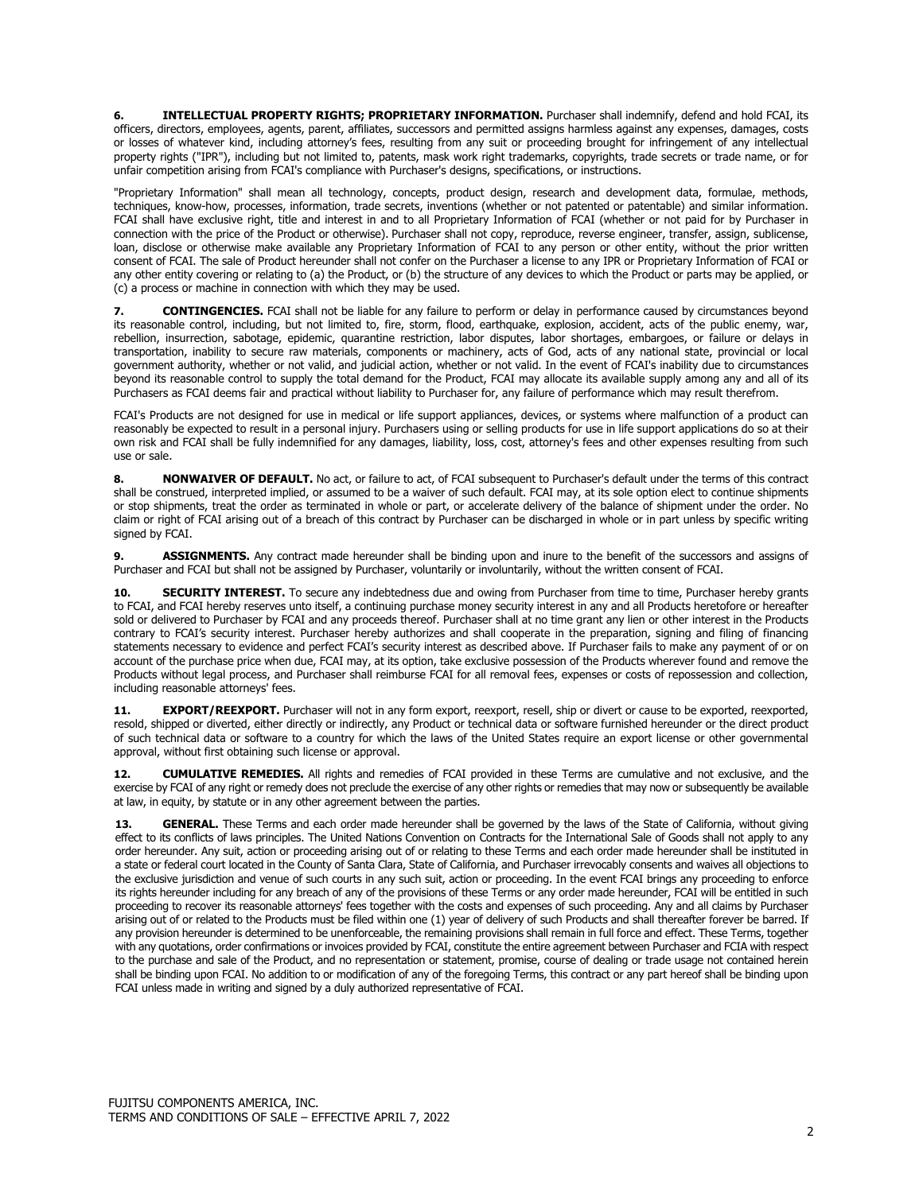**6. INTELLECTUAL PROPERTY RIGHTS; PROPRIETARY INFORMATION.** Purchaser shall indemnify, defend and hold FCAI, its officers, directors, employees, agents, parent, affiliates, successors and permitted assigns harmless against any expenses, damages, costs or losses of whatever kind, including attorney's fees, resulting from any suit or proceeding brought for infringement of any intellectual property rights ("IPR"), including but not limited to, patents, mask work right trademarks, copyrights, trade secrets or trade name, or for unfair competition arising from FCAI's compliance with Purchaser's designs, specifications, or instructions.

"Proprietary Information" shall mean all technology, concepts, product design, research and development data, formulae, methods, techniques, know-how, processes, information, trade secrets, inventions (whether or not patented or patentable) and similar information. FCAI shall have exclusive right, title and interest in and to all Proprietary Information of FCAI (whether or not paid for by Purchaser in connection with the price of the Product or otherwise). Purchaser shall not copy, reproduce, reverse engineer, transfer, assign, sublicense, loan, disclose or otherwise make available any Proprietary Information of FCAI to any person or other entity, without the prior written consent of FCAI. The sale of Product hereunder shall not confer on the Purchaser a license to any IPR or Proprietary Information of FCAI or any other entity covering or relating to (a) the Product, or (b) the structure of any devices to which the Product or parts may be applied, or (c) a process or machine in connection with which they may be used.

**7. CONTINGENCIES.** FCAI shall not be liable for any failure to perform or delay in performance caused by circumstances beyond its reasonable control, including, but not limited to, fire, storm, flood, earthquake, explosion, accident, acts of the public enemy, war, rebellion, insurrection, sabotage, epidemic, quarantine restriction, labor disputes, labor shortages, embargoes, or failure or delays in transportation, inability to secure raw materials, components or machinery, acts of God, acts of any national state, provincial or local government authority, whether or not valid, and judicial action, whether or not valid. In the event of FCAI's inability due to circumstances beyond its reasonable control to supply the total demand for the Product, FCAI may allocate its available supply among any and all of its Purchasers as FCAI deems fair and practical without liability to Purchaser for, any failure of performance which may result therefrom.

FCAI's Products are not designed for use in medical or life support appliances, devices, or systems where malfunction of a product can reasonably be expected to result in a personal injury. Purchasers using or selling products for use in life support applications do so at their own risk and FCAI shall be fully indemnified for any damages, liability, loss, cost, attorney's fees and other expenses resulting from such use or sale.

**8. NONWAIVER OF DEFAULT.** No act, or failure to act, of FCAI subsequent to Purchaser's default under the terms of this contract shall be construed, interpreted implied, or assumed to be a waiver of such default. FCAI may, at its sole option elect to continue shipments or stop shipments, treat the order as terminated in whole or part, or accelerate delivery of the balance of shipment under the order. No claim or right of FCAI arising out of a breach of this contract by Purchaser can be discharged in whole or in part unless by specific writing signed by FCAI.

**9. ASSIGNMENTS.** Any contract made hereunder shall be binding upon and inure to the benefit of the successors and assigns of Purchaser and FCAI but shall not be assigned by Purchaser, voluntarily or involuntarily, without the written consent of FCAI.

**10. SECURITY INTEREST.** To secure any indebtedness due and owing from Purchaser from time to time, Purchaser hereby grants to FCAI, and FCAI hereby reserves unto itself, a continuing purchase money security interest in any and all Products heretofore or hereafter sold or delivered to Purchaser by FCAI and any proceeds thereof. Purchaser shall at no time grant any lien or other interest in the Products contrary to FCAI's security interest. Purchaser hereby authorizes and shall cooperate in the preparation, signing and filing of financing statements necessary to evidence and perfect FCAI's security interest as described above. If Purchaser fails to make any payment of or on account of the purchase price when due, FCAI may, at its option, take exclusive possession of the Products wherever found and remove the Products without legal process, and Purchaser shall reimburse FCAI for all removal fees, expenses or costs of repossession and collection, including reasonable attorneys' fees.

**11. EXPORT/REEXPORT.** Purchaser will not in any form export, reexport, resell, ship or divert or cause to be exported, reexported, resold, shipped or diverted, either directly or indirectly, any Product or technical data or software furnished hereunder or the direct product of such technical data or software to a country for which the laws of the United States require an export license or other governmental approval, without first obtaining such license or approval.

**12. CUMULATIVE REMEDIES.** All rights and remedies of FCAI provided in these Terms are cumulative and not exclusive, and the exercise by FCAI of any right or remedy does not preclude the exercise of any other rights or remedies that may now or subsequently be available at law, in equity, by statute or in any other agreement between the parties.

**13. GENERAL.** These Terms and each order made hereunder shall be governed by the laws of the State of California, without giving effect to its conflicts of laws principles. The United Nations Convention on Contracts for the International Sale of Goods shall not apply to any order hereunder. Any suit, action or proceeding arising out of or relating to these Terms and each order made hereunder shall be instituted in a state or federal court located in the County of Santa Clara, State of California, and Purchaser irrevocably consents and waives all objections to the exclusive jurisdiction and venue of such courts in any such suit, action or proceeding. In the event FCAI brings any proceeding to enforce its rights hereunder including for any breach of any of the provisions of these Terms or any order made hereunder, FCAI will be entitled in such proceeding to recover its reasonable attorneys' fees together with the costs and expenses of such proceeding. Any and all claims by Purchaser arising out of or related to the Products must be filed within one (1) year of delivery of such Products and shall thereafter forever be barred. If any provision hereunder is determined to be unenforceable, the remaining provisions shall remain in full force and effect. These Terms, together with any quotations, order confirmations or invoices provided by FCAI, constitute the entire agreement between Purchaser and FCIA with respect to the purchase and sale of the Product, and no representation or statement, promise, course of dealing or trade usage not contained herein shall be binding upon FCAI. No addition to or modification of any of the foregoing Terms, this contract or any part hereof shall be binding upon FCAI unless made in writing and signed by a duly authorized representative of FCAI.